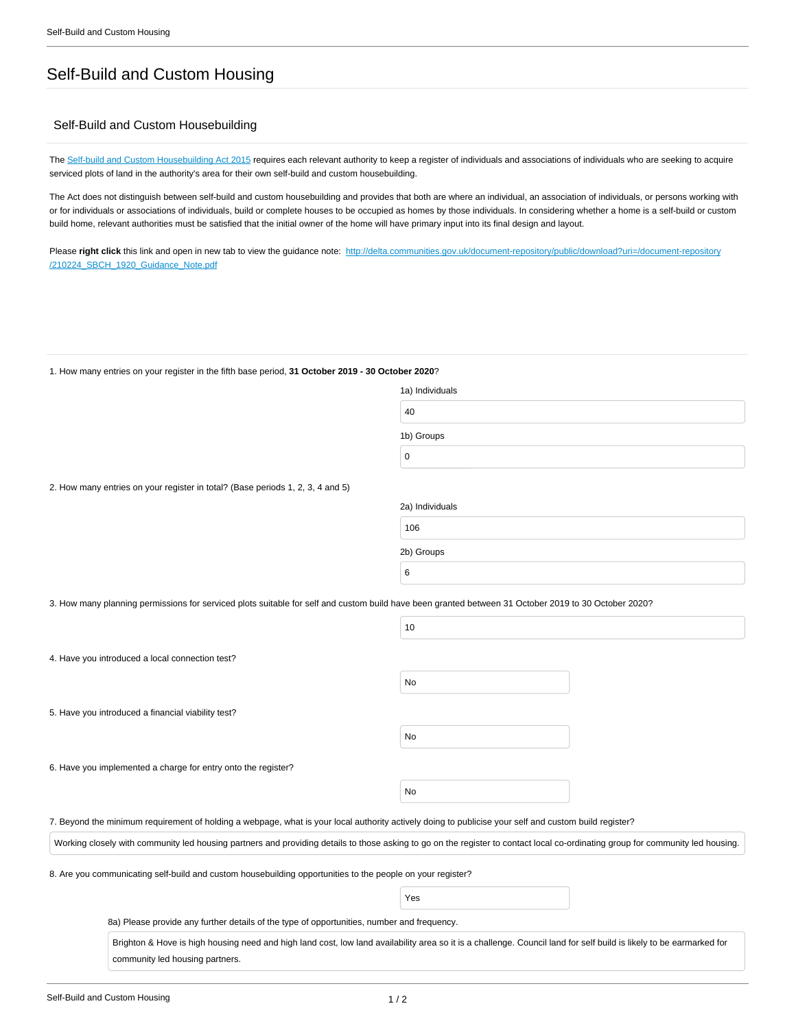# Self-Build and Custom Housing

## Self-Build and Custom Housebuilding

The [Self-build and Custom Housebuilding Act 2015](#) requires each relevant authority to keep a register of individuals and associations of individuals who are seeking to acquire serviced plots of land in the authority's area for their own self-build and custom housebuilding.

The Act does not distinguish between self-build and custom housebuilding and provides that both are where an individual, an association of individuals, or persons working with or for individuals or associations of individuals, build or complete houses to be occupied as homes by those individuals. In considering whether a home is a self-build or custom build home, relevant authorities must be satisfied that the initial owner of the home will have primary input into its final design and layout.

Please **right click** this link and open in new tab to view the guidance note: http://delta.communities.gov.uk/document-repository/public/download?uri=/document-repository/210224_SBCH_1920_Guidance_Note.pdf

1. How many entries on your register in the fifth base period, **31 October 2019 - 30 October 2020**?

1a) Individuals

40

1b) Groups

0

2. How many entries on your register in total? (Base periods 1, 2, 3, 4 and 5)

2a) Individuals

106

2b) Groups

6

3. How many planning permissions for serviced plots suitable for self and custom build have been granted between 31 October 2019 to 30 October 2020?

10

4. Have you introduced a local connection test?

No

5. Have you introduced a financial viability test?

No

6. Have you implemented a charge for entry onto the register?

No

7. Beyond the minimum requirement of holding a webpage, what is your local authority actively doing to publicise your self and custom build register?

Working closely with community led housing partners and providing details to those asking to go on the register to contact local co-ordinating group for community led housing.

8. Are you communicating self-build and custom housebuilding opportunities to the people on your register?

Yes

8a) Please provide any further details of the type of opportunities, number and frequency.

Brighton & Hove is high housing need and high land cost, low land availability area so it is a challenge. Council land for self build is likely to be earmarked for community led housing partners.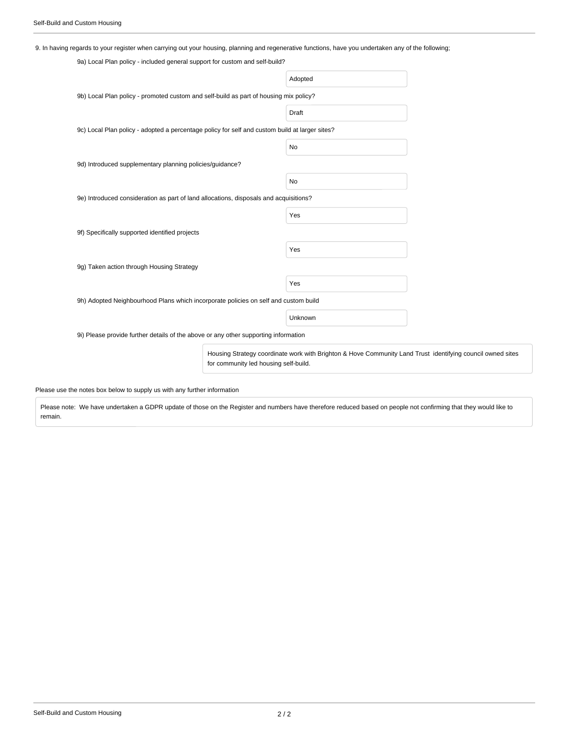9. In having regards to your register when carrying out your housing, planning and regenerative functions, have you undertaken any of the following;

9a) Local Plan policy - included general support for custom and self-build?

Adopted

9b) Local Plan policy - promoted custom and self-build as part of housing mix policy?

Draft

9c) Local Plan policy - adopted a percentage policy for self and custom build at larger sites?

No

9d) Introduced supplementary planning policies/guidance?

No

9e) Introduced consideration as part of land allocations, disposals and acquisitions?

Yes

9f) Specifically supported identified projects

Yes

9g) Taken action through Housing Strategy

Yes

9h) Adopted Neighbourhood Plans which incorporate policies on self and custom build

Unknown

9i) Please provide further details of the above or any other supporting information

Housing Strategy coordinate work with Brighton & Hove Community Land Trust identifying council owned sites for community led housing self-build.

Please use the notes box below to supply us with any further information

Please note: We have undertaken a GDPR update of those on the Register and numbers have therefore reduced based on people not confirming that they would like to remain.